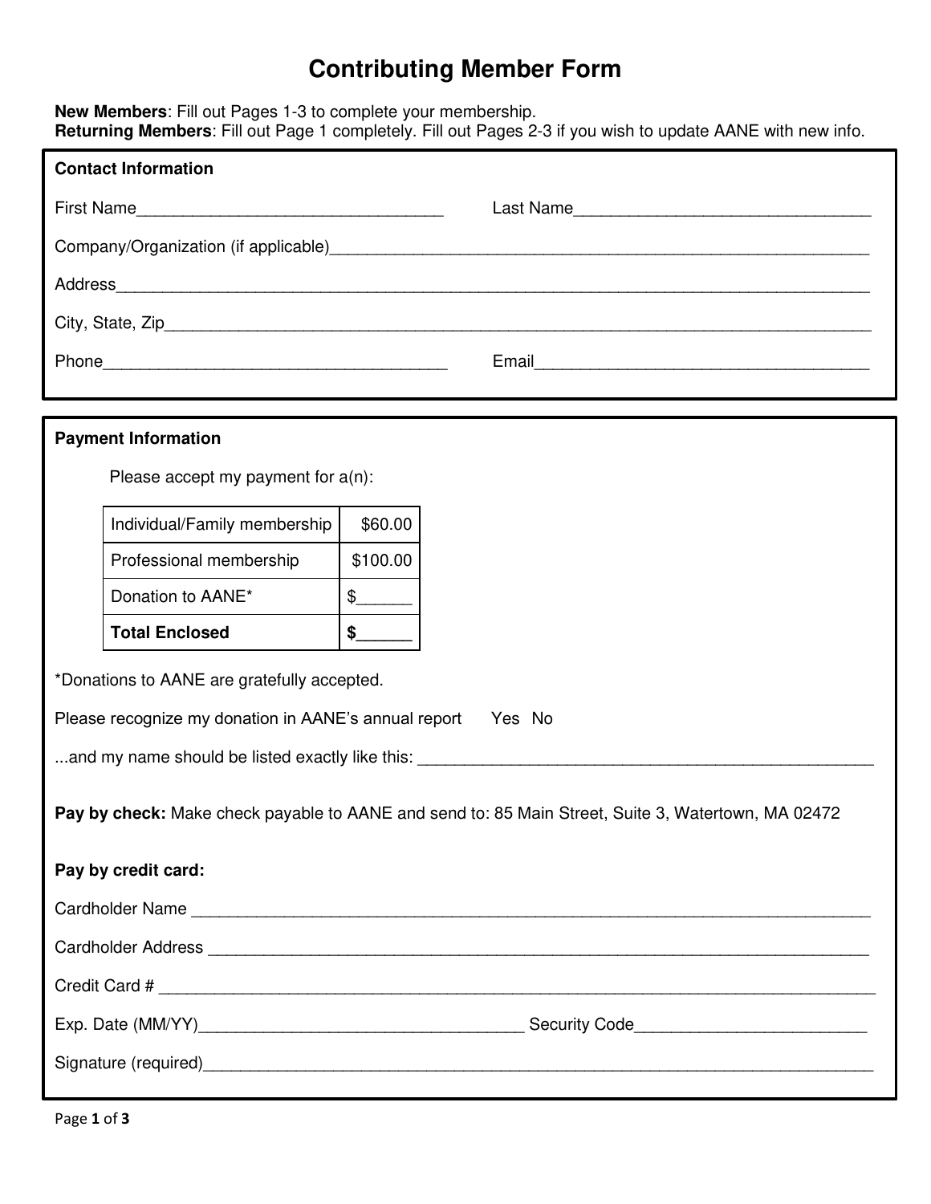# Contributing Member Form

**New Members**: Fill out Pages 1-3 to complete your membership.
**Returning Members**: Fill out Page 1 completely. Fill out Pages 2-3 if you wish to update AANE with new info.

**Contact Information**

First Name________________________________ Last Name________________________________

Company/Organization (if applicable)____________________________________________________________

Address____________________________________________________________________________________

City, State, Zip______________________________________________________________________________

Phone____________________________________ Email____________________________________

**Payment Information**

Please accept my payment for a(n):

| | |
|---|---|
| Individual/Family membership | $60.00 |
| Professional membership | $100.00 |
| Donation to AANE* | $______ |
| **Total Enclosed** | **$______** |

*Donations to AANE are gratefully accepted.

Please recognize my donation in AANE's annual report   Yes  No

...and my name should be listed exactly like this: ____________________________________________

**Pay by check:** Make check payable to AANE and send to: 85 Main Street, Suite 3, Watertown, MA 02472

**Pay by credit card:**

Cardholder Name ____________________________________________________________________________

Cardholder Address __________________________________________________________________________

Credit Card # ______________________________________________________________________________

Exp. Date (MM/YY)__________________________________ Security Code________________________

Signature (required)__________________________________________________________________________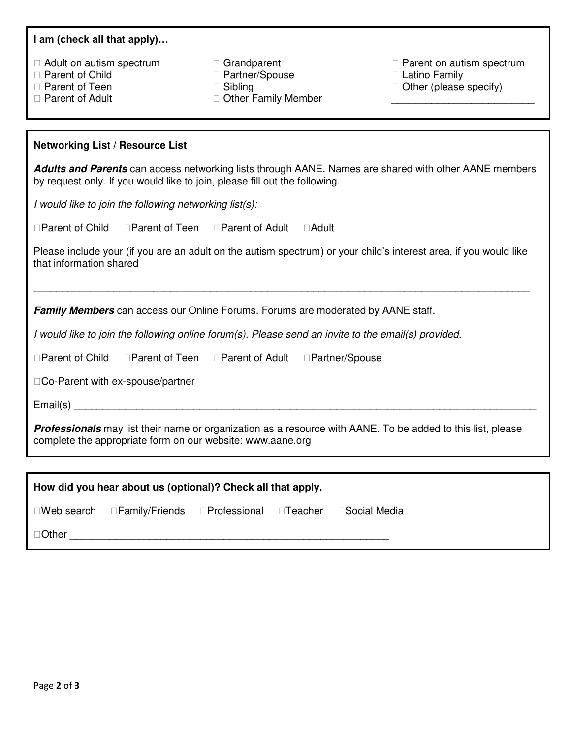**I am (check all that apply)…**

- ☐ Adult on autism spectrum
- ☐ Parent of Child
- ☐ Parent of Teen
- ☐ Parent of Adult
- ☐ Grandparent
- ☐ Partner/Spouse
- ☐ Sibling
- ☐ Other Family Member
- ☐ Parent on autism spectrum
- ☐ Latino Family
- ☐ Other (please specify) ________________________

**Networking List / Resource List**

***Adults and Parents*** can access networking lists through AANE. Names are shared with other AANE members by request only. If you would like to join, please fill out the following.

*I would like to join the following networking list(s):*

☐Parent of Child ☐Parent of Teen ☐Parent of Adult ☐Adult

Please include your (if you are an adult on the autism spectrum) or your child's interest area, if you would like that information shared

______________________________________________________________________________

***Family Members*** can access our Online Forums. Forums are moderated by AANE staff.

*I would like to join the following online forum(s). Please send an invite to the email(s) provided.*

☐Parent of Child ☐Parent of Teen ☐Parent of Adult ☐Partner/Spouse

☐Co-Parent with ex-spouse/partner

Email(s) ______________________________________________________________________

***Professionals*** may list their name or organization as a resource with AANE. To be added to this list, please complete the appropriate form on our website: www.aane.org

**How did you hear about us (optional)? Check all that apply.**

☐Web search ☐Family/Friends ☐Professional ☐Teacher ☐Social Media

☐Other ____________________________________________________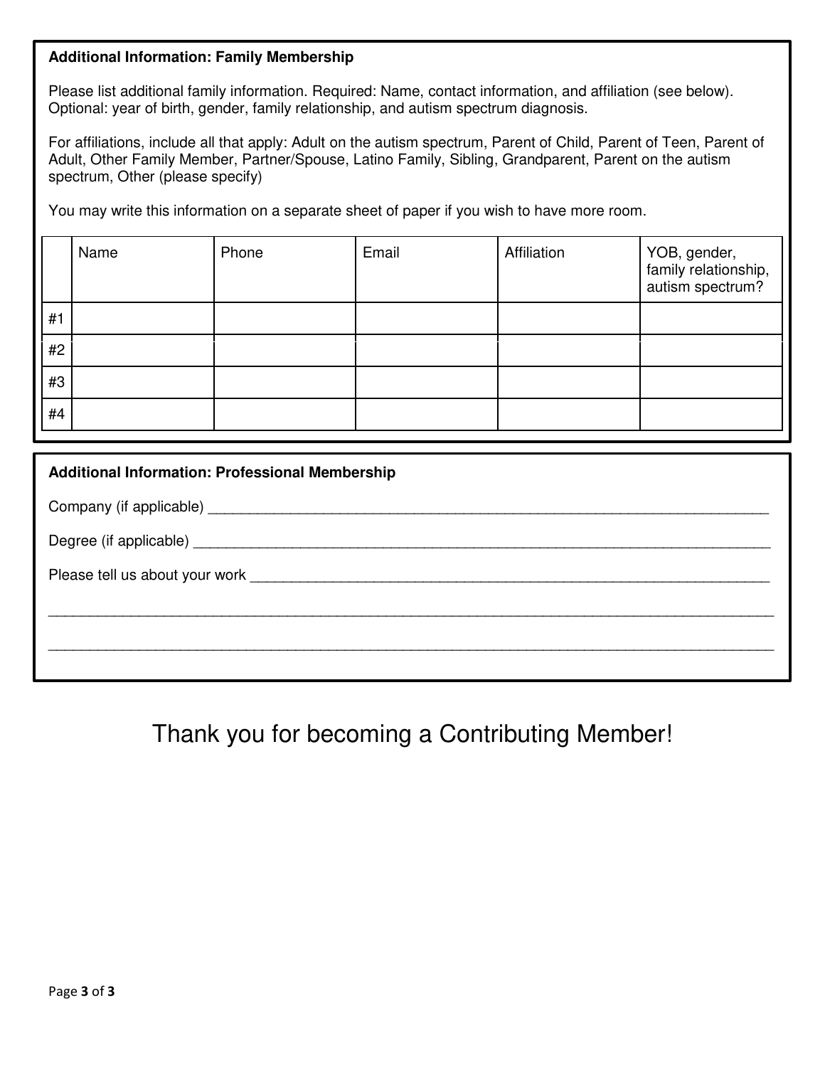**Additional Information: Family Membership**

Please list additional family information. Required: Name, contact information, and affiliation (see below). Optional: year of birth, gender, family relationship, and autism spectrum diagnosis.

For affiliations, include all that apply: Adult on the autism spectrum, Parent of Child, Parent of Teen, Parent of Adult, Other Family Member, Partner/Spouse, Latino Family, Sibling, Grandparent, Parent on the autism spectrum, Other (please specify)

You may write this information on a separate sheet of paper if you wish to have more room.

| | Name | Phone | Email | Affiliation | YOB, gender, family relationship, autism spectrum? |
|---|---|---|---|---|---|
| #1 | | | | | |
| #2 | | | | | |
| #3 | | | | | |
| #4 | | | | | |

**Additional Information: Professional Membership**

Company (if applicable) ______________________________________________________________________

Degree (if applicable) _______________________________________________________________________

Please tell us about your work _________________________________________________________________

_____________________________________________________________________________________________

_____________________________________________________________________________________________

# Thank you for becoming a Contributing Member!